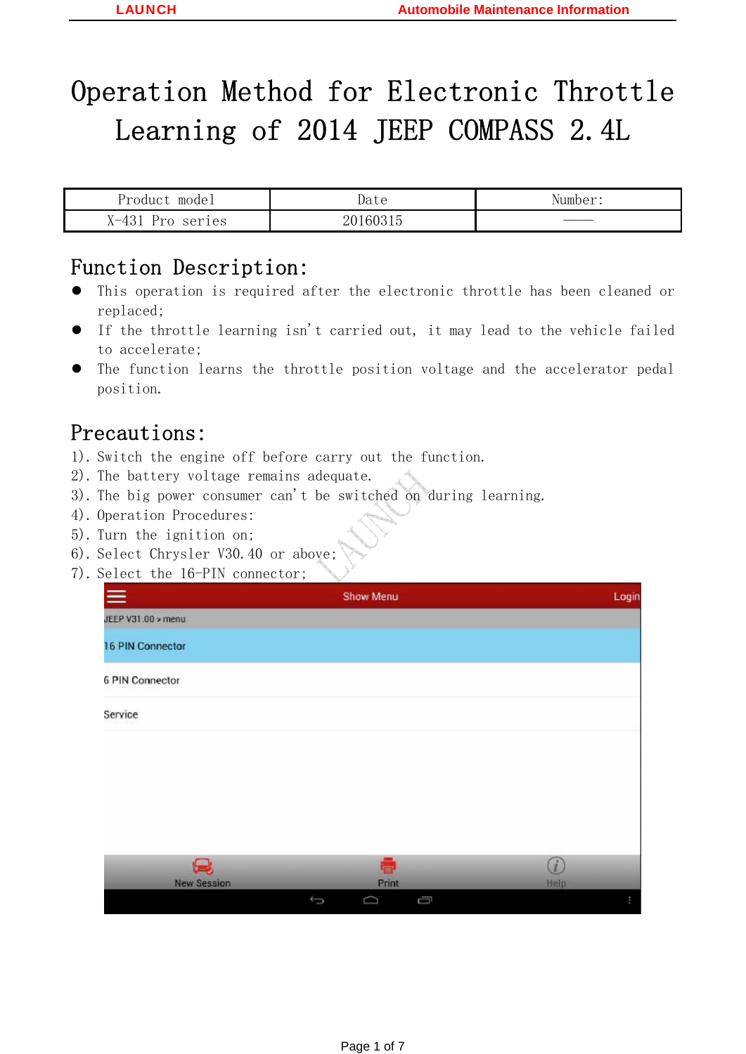# Operation Method for Electronic Throttle Learning of 2014 JEEP COMPASS 2.4L

| Product model | Date | Number: |
|---|---|---|
| X-431 Pro series | 20160315 | —— |

## Function Description:

- This operation is required after the electronic throttle has been cleaned or replaced;
- If the throttle learning isn't carried out, it may lead to the vehicle failed to accelerate;
- The function learns the throttle position voltage and the accelerator pedal position.

## Precautions:

1). Switch the engine off before carry out the function.
2). The battery voltage remains adequate.
3). The big power consumer can't be switched on during learning.
4). Operation Procedures:
5). Turn the ignition on;
6). Select Chrysler V30.40 or above;
7). Select the 16-PIN connector;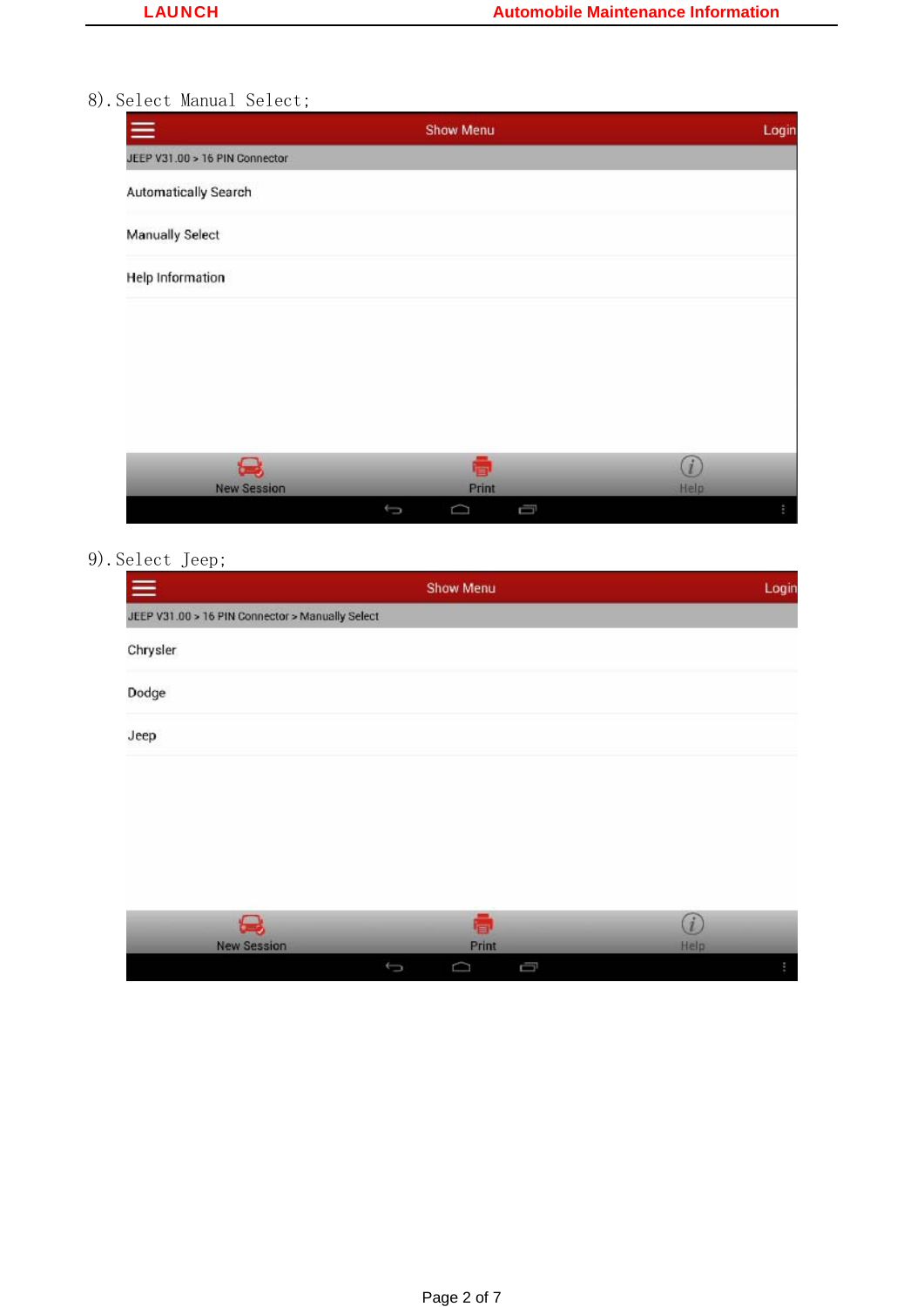8). Select Manual Select;

Show Menu

Login

JEEP V31.00 > 16 PIN Connector

Automatically Search

Manually Select

Help Information

New Session

Print

Help

9). Select Jeep;

Show Menu

Login

JEEP V31.00 > 16 PIN Connector > Manually Select

Chrysler

Dodge

Jeep

New Session

Print

Help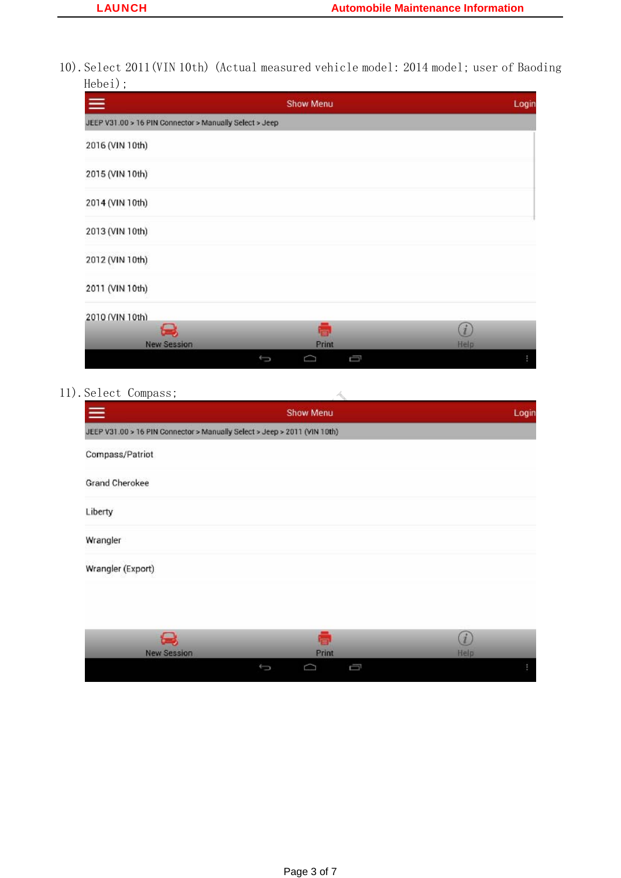10). Select 2011(VIN 10th) (Actual measured vehicle model: 2014 model; user of Baoding Hebei);

Show Menu | Login

JEEP V31.00 > 16 PIN Connector > Manually Select > Jeep

2016 (VIN 10th)

2015 (VIN 10th)

2014 (VIN 10th)

2013 (VIN 10th)

2012 (VIN 10th)

2011 (VIN 10th)

2010 (VIN 10th)

New Session | Print | Help

11). Select Compass;

Show Menu | Login

JEEP V31.00 > 16 PIN Connector > Manually Select > Jeep > 2011 (VIN 10th)

Compass/Patriot

Grand Cherokee

Liberty

Wrangler

Wrangler (Export)

New Session | Print | Help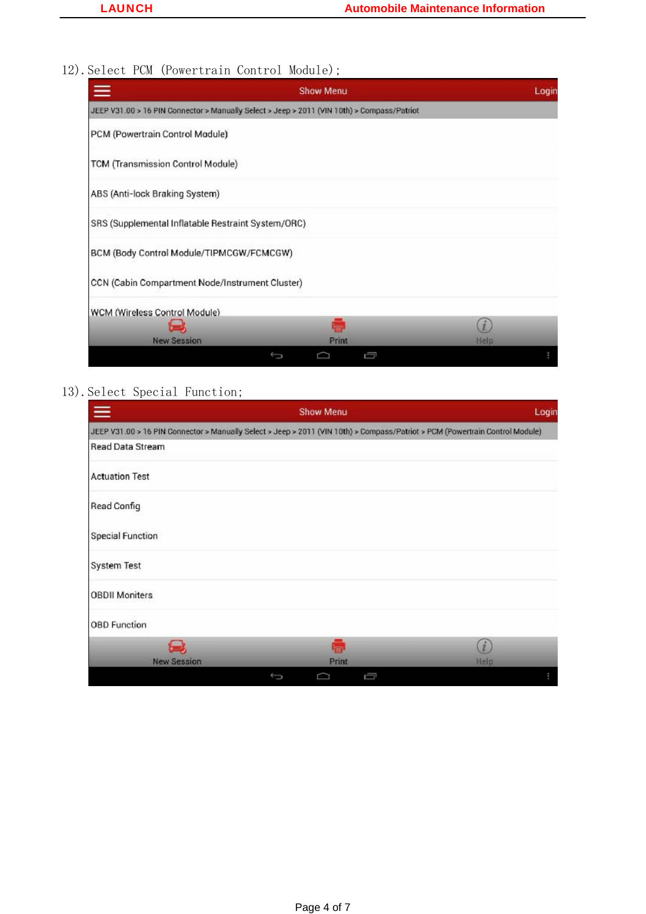12). Select PCM (Powertrain Control Module);

Show Menu | Login

JEEP V31.00 > 16 PIN Connector > Manually Select > Jeep > 2011 (VIN 10th) > Compass/Patriot

PCM (Powertrain Control Module)

TCM (Transmission Control Module)

ABS (Anti-lock Braking System)

SRS (Supplemental Inflatable Restraint System/ORC)

BCM (Body Control Module/TIPMCGW/FCMCGW)

CCN (Cabin Compartment Node/Instrument Cluster)

WCM (Wireless Control Module)

New Session | Print | Help

13). Select Special Function;

Show Menu | Login

JEEP V31.00 > 16 PIN Connector > Manually Select > Jeep > 2011 (VIN 10th) > Compass/Patriot > PCM (Powertrain Control Module)

Read Data Stream

Actuation Test

Read Config

Special Function

System Test

OBDII Moniters

OBD Function

New Session | Print | Help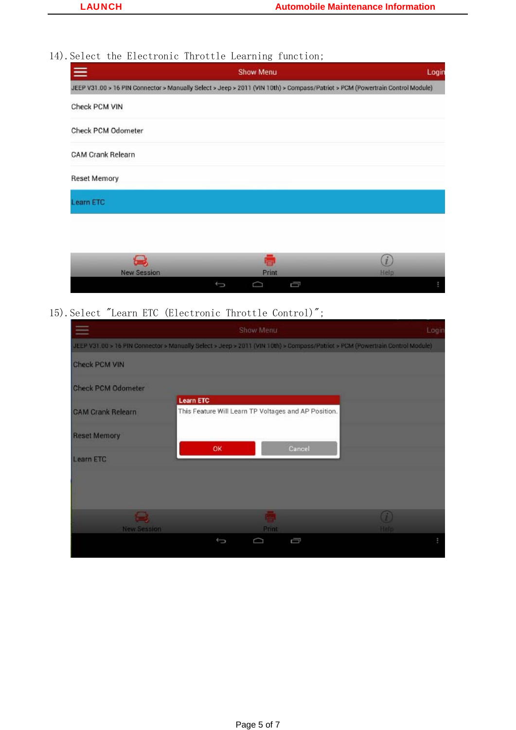14). Select the Electronic Throttle Learning function;

Show Menu

Login

JEEP V31.00 > 16 PIN Connector > Manually Select > Jeep > 2011 (VIN 10th) > Compass/Patriot > PCM (Powertrain Control Module)

Check PCM VIN

Check PCM Odometer

CAM Crank Relearn

Reset Memory

Learn ETC

New Session　Print　Help

15). Select "Learn ETC (Electronic Throttle Control)";

Show Menu

Login

JEEP V31.00 > 16 PIN Connector > Manually Select > Jeep > 2011 (VIN 10th) > Compass/Patriot > PCM (Powertrain Control Module)

Check PCM VIN

Check PCM Odometer

CAM Crank Relearn

Reset Memory

Learn ETC

**Learn ETC**

This Feature Will Learn TP Voltages and AP Position.

OK　Cancel

New Session　Print　Help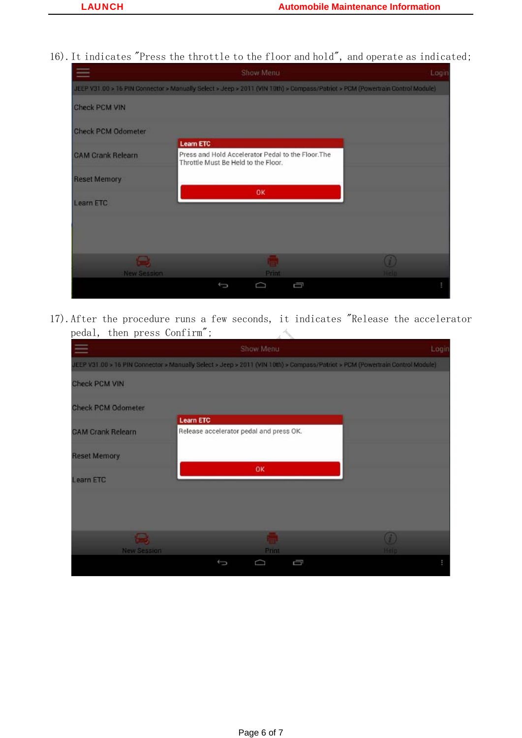16). It indicates "Press the throttle to the floor and hold", and operate as indicated;

17). After the procedure runs a few seconds, it indicates "Release the accelerator pedal, then press Confirm";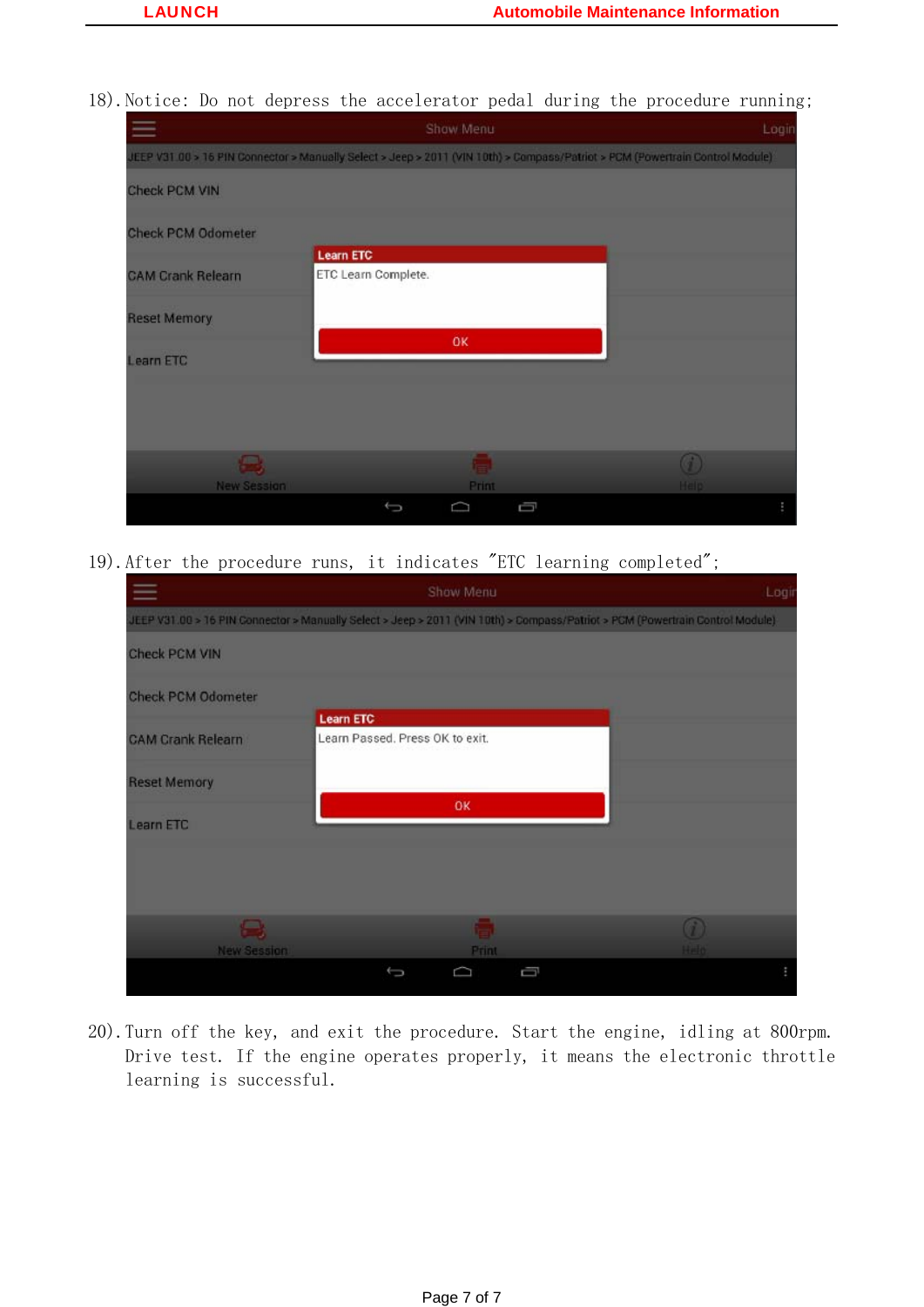18). Notice: Do not depress the accelerator pedal during the procedure running;

19). After the procedure runs, it indicates "ETC learning completed";

20). Turn off the key, and exit the procedure. Start the engine, idling at 800rpm. Drive test. If the engine operates properly, it means the electronic throttle learning is successful.